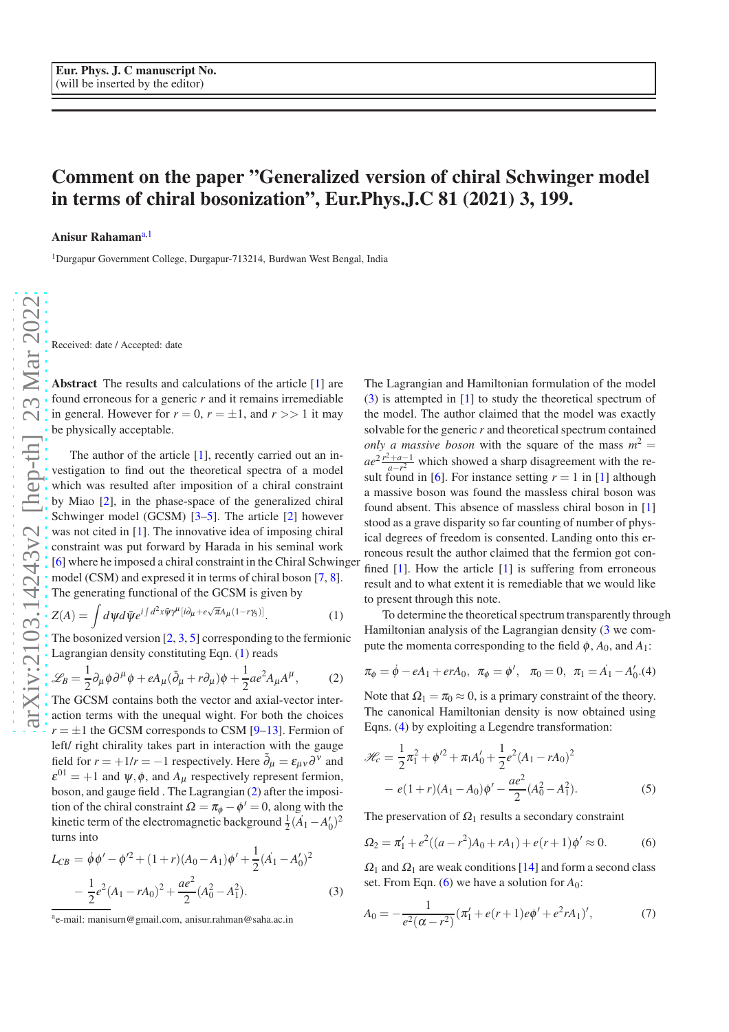Eur. Phys. J. C manuscript No.
(will be inserted by the editor)

# Comment on the paper "Generalized version of chiral Schwinger model in terms of chiral bosonization", Eur.Phys.J.C 81 (2021) 3, 199.

**Anisur Rahaman**[a,1]

[1]Durgapur Government College, Durgapur-713214, Burdwan West Bengal, India

Received: date / Accepted: date

**Abstract** The results and calculations of the article [1] are found erroneous for a generic $r$ and it remains irremediable in general. However for $r = 0$, $r = \pm 1$, and $r >> 1$ it may be physically acceptable.

The author of the article [1], recently carried out an investigation to find out the theoretical spectra of a model which was resulted after imposition of a chiral constraint by Miao [2], in the phase-space of the generalized chiral Schwinger model (GCSM) [3–5]. The article [2] however was not cited in [1]. The innovative idea of imposing chiral constraint was put forward by Harada in his seminal work [6] where he imposed a chiral constraint in the Chiral Schwinger model (CSM) and expressed it in terms of chiral boson [7, 8]. The generating functional of the GCSM is given by

$$Z(A) = \int d\psi d\bar{\psi} e^{i\int d^2x \bar{\psi}\gamma^\mu[i\partial_\mu + e\sqrt{\pi}A_\mu(1-r\gamma_5)]}. \qquad (1)$$

The bosonized version [2, 3, 5] corresponding to the fermionic Lagrangian density constituting Eqn. (1) reads

$$\mathcal{L}_B = \frac{1}{2}\partial_\mu\phi\partial^\mu\phi + eA_\mu(\tilde{\partial}_\mu + r\partial_\mu)\phi + \frac{1}{2}ae^2 A_\mu A^\mu, \qquad (2)$$

The GCSM contains both the vector and axial-vector interaction terms with the unequal wight. For both the choices $r = \pm 1$ the GCSM corresponds to CSM [9–13]. Fermion of left/ right chirality takes part in interaction with the gauge field for $r = +1/r = -1$ respectively. Here $\tilde{\partial}_\mu = \varepsilon_{\mu\nu}\partial^\nu$ and $\varepsilon^{01} = +1$ and $\psi, \phi$, and $A_\mu$ respectively represent fermion, boson, and gauge field . The Lagrangian (2) after the imposition of the chiral constraint $\Omega = \pi_\phi - \phi' = 0$, along with the kinetic term of the electromagnetic background $\frac{1}{2}(\dot{A_1} - A_0')^2$ turns into

$$L_{CB} = \dot{\phi}\phi' - \phi'^2 + (1+r)(A_0 - A_1)\phi' + \frac{1}{2}(\dot{A_1} - A_0')^2 - \frac{1}{2}e^2(A_1 - rA_0)^2 + \frac{ae^2}{2}(A_0^2 - A_1^2). \qquad (3)$$

The Lagrangian and Hamiltonian formulation of the model (3) is attempted in [1] to study the theoretical spectrum of the model. The author claimed that the model was exactly solvable for the generic $r$ and theoretical spectrum contained *only a massive boson* with the square of the mass $m^2 = ae^2\frac{r^2+a-1}{a-r^2}$ which showed a sharp disagreement with the result found in [6]. For instance setting $r = 1$ in [1] although a massive boson was found the massless chiral boson was found absent. This absence of massless chiral boson in [1] stood as a grave disparity so far counting of number of physical degrees of freedom is consented. Landing onto this erroneous result the author claimed that the fermion got confined [1]. How the article [1] is suffering from erroneous result and to what extent it is remediable that we would like to present through this note.

To determine the theoretical spectrum transparently through Hamiltonian analysis of the Lagrangian density (3 we compute the momenta corresponding to the field $\phi$, $A_0$, and $A_1$:

$$\pi_\phi = \dot{\phi} - eA_1 + erA_0, \;\; \pi_\phi = \phi', \quad \pi_0 = 0, \;\; \pi_1 = \dot{A_1} - A_0'. (4)$$

Note that $\Omega_1 = \pi_0 \approx 0$, is a primary constraint of the theory. The canonical Hamiltonian density is now obtained using Eqns. (4) by exploiting a Legendre transformation:

$$\mathcal{H}_c = \frac{1}{2}\pi_1^2 + \phi'^2 + \pi_1 A_0' + \frac{1}{2}e^2(A_1 - rA_0)^2 - e(1+r)(A_1 - A_0)\phi' - \frac{ae^2}{2}(A_0^2 - A_1^2). \qquad (5)$$

The preservation of $\Omega_1$ results a secondary constraint

$$\Omega_2 = \pi_1' + e^2((a - r^2)A_0 + rA_1) + e(r+1)\phi' \approx 0. \qquad (6)$$

$\Omega_1$ and $\Omega_1$ are weak conditions [14] and form a second class set. From Eqn. (6) we have a solution for $A_0$:

$$A_0 = -\frac{1}{e^2(\alpha - r^2)}(\pi_1' + e(r+1)e\phi' + e^2 rA_1)', \qquad (7)$$

---

[a]e-mail: manisurn@gmail.com, anisur.rahman@saha.ac.in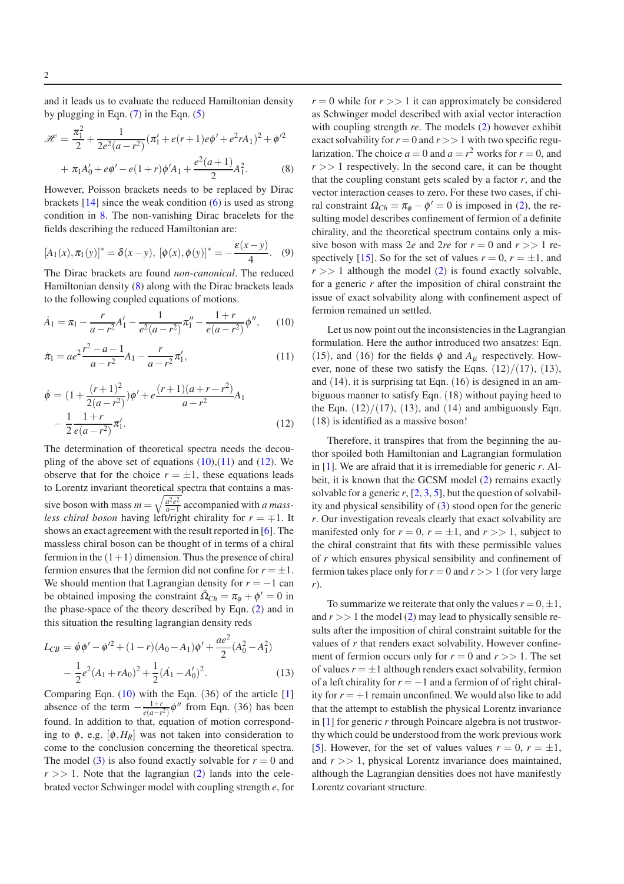and it leads us to evaluate the reduced Hamiltonian density by plugging in Eqn. (7) in the Eqn. (5)

$$\mathscr{H} = \frac{\pi_1^2}{2} + \frac{1}{2e^2(a-r^2)}(\pi_1' + e(r+1)e\phi' + e^2 rA_1)^2 + \phi'^2$$
$$+ \pi_1 A_0' + e\phi' - e(1+r)\phi' A_1 + \frac{e^2(a+1)}{2}A_1^2. \qquad (8)$$

However, Poisson brackets needs to be replaced by Dirac brackets [14] since the weak condition (6) is used as strong condition in 8. The non-vanishing Dirac bracelets for the fields describing the reduced Hamiltonian are:

$$[A_1(x), \pi_1(y)]^* = \delta(x-y),\ [\phi(x), \phi(y)]^* = -\frac{\varepsilon(x-y)}{4}. \quad (9)$$

The Dirac brackets are found *non-canonical*. The reduced Hamiltonian density (8) along with the Dirac brackets leads to the following coupled equations of motions.

$$\dot{A}_1 = \pi_1 - \frac{r}{a-r^2}A_1' - \frac{1}{e^2(a-r^2)}\pi_1'' - \frac{1+r}{e(a-r^2)}\phi'', \qquad (10)$$

$$\dot{\pi}_1 = ae^2\frac{r^2-a-1}{a-r^2}A_1 - \frac{r}{a-r^2}\pi_1', \qquad (11)$$

$$\dot{\phi} = (1+\frac{(r+1)^2}{2(a-r^2)})\phi' + e\frac{(r+1)(a+r-r^2)}{a-r^2}A_1$$
$$- \frac{1}{2}\frac{1+r}{e(a-r^2)}\pi_1'. \qquad (12)$$

The determination of theoretical spectra needs the decoupling of the above set of equations (10),(11) and (12). We observe that for the choice $r = \pm 1$, these equations leads to Lorentz invariant theoretical spectra that contains a massive boson with mass $m = \sqrt{\frac{a^2e^2}{a-1}}$ accompanied with *a massless chiral boson* having left/right chirality for $r = \mp 1$. It shows an exact agreement with the result reported in [6]. The massless chiral boson can be thought of in terms of a chiral fermion in the $(1+1)$ dimension. Thus the presence of chiral fermion ensures that the fermion did not confine for $r = \pm 1$. We should mention that Lagrangian density for $r = -1$ can be obtained imposing the constraint $\tilde{\Omega}_{Ch} = \pi_\phi + \phi' = 0$ in the phase-space of the theory described by Eqn. (2) and in this situation the resulting lagrangian density reds

$$L_{CB} = \dot{\phi}\phi' - \phi'^2 + (1-r)(A_0 - A_1)\phi' + \frac{ae^2}{2}(A_0^2 - A_1^2)$$
$$- \frac{1}{2}e^2(A_1 + rA_0)^2 + \frac{1}{2}(\dot{A_1} - A_0')^2. \qquad (13)$$

Comparing Eqn. (10) with the Eqn. (36) of the article [1] absence of the term $-\frac{1+r}{e(a-r^2)}\phi''$ from Eqn. (36) has been found. In addition to that, equation of motion corresponding to $\phi$, e.g. $[\phi, H_R]$ was not taken into consideration to come to the conclusion concerning the theoretical spectra. The model (3) is also found exactly solvable for $r = 0$ and $r >> 1$. Note that the lagrangian (2) lands into the celebrated vector Schwinger model with coupling strength $e$, for $r = 0$ while for $r >> 1$ it can approximately be considered as Schwinger model described with axial vector interaction with coupling strength $re$. The models (2) however exhibit exact solvability for $r = 0$ and $r >> 1$ with two specific regularization. The choice $a = 0$ and $a = r^2$ works for $r = 0$, and $r >> 1$ respectively. In the second care, it can be thought that the coupling constant gets scaled by a factor $r$, and the vector interaction ceases to zero. For these two cases, for chiral constraint $\Omega_{Ch} = \pi_\phi - \phi' = 0$ is imposed in (2), the resulting model describes confinement of fermion of a definite chirality, and the theoretical spectrum contains only a missive boson with mass $2e$ and $2re$ for $r = 0$ and $r >> 1$ respectively [15]. So for the set of values $r = 0$, $r = \pm 1$, and $r >> 1$ although the model (2) is found exactly solvable, for a generic $r$ after the imposition of chiral constraint the issue of exact solvability along with confinement aspect of fermion remained un settled.

Let us now point out the inconsistencies in the Lagrangian formulation. Here the author introduced two ansatzes: Eqn. (15), and (16) for the fields $\phi$ and $A_\mu$ respectively. However, none of these two satisfy the Eqns. (12)/(17), (13), and (14). it is surprising tat Eqn. (16) is designed in an ambiguous manner to satisfy Eqn. (18) without paying heed to the Eqn. (12)/(17), (13), and (14) and ambiguously Eqn. (18) is identified as a massive boson!

Therefore, it transpires that from the beginning the author spoiled both Hamiltonian and Lagrangian formulation in [1]. We are afraid that it is irredimable for generic $r$. Albeit, it is known that the GCSM model (2) remains exactly solvable for a generic $r$, [2, 3, 5], but the question of solvability and physical sensibility of (3) stood open for the generic $r$. Our investigation reveals clearly that exact solvability are manifested only for $r = 0$, $r = \pm 1$, and $r >> 1$, subject to the chiral constraint that fits with these permissible values of $r$ which ensures physical sensibility and confinement of fermion takes place only for $r = 0$ and $r >> 1$ (for very large $r$).

To summarize we reiterate that only the values $r = 0, \pm 1$, and $r >> 1$ the model (2) may lead to physically sensible results after the imposition of chiral constraint suitable for the values of $r$ that renders exact solvability. However confinement of fermion occurs only for $r = 0$ and $r >> 1$. The set of values $r = \pm 1$ although renders exact solvability, fermion of a left chirality for $r = -1$ and a fermion of right chirality for $r = +1$ remain unconfined. We would also like to add that the attempt to establish the physical Lorentz invariance in [1] for generic $r$ through Poincare algebra is not trustworthy which could be understood from the work previous work [5]. However, for the set of values $r = 0$, $r = \pm 1$, and $r >> 1$, physical Lorentz invariance does maintained, although the Lagrangian densities does not have manifestly Lorentz covariant structure.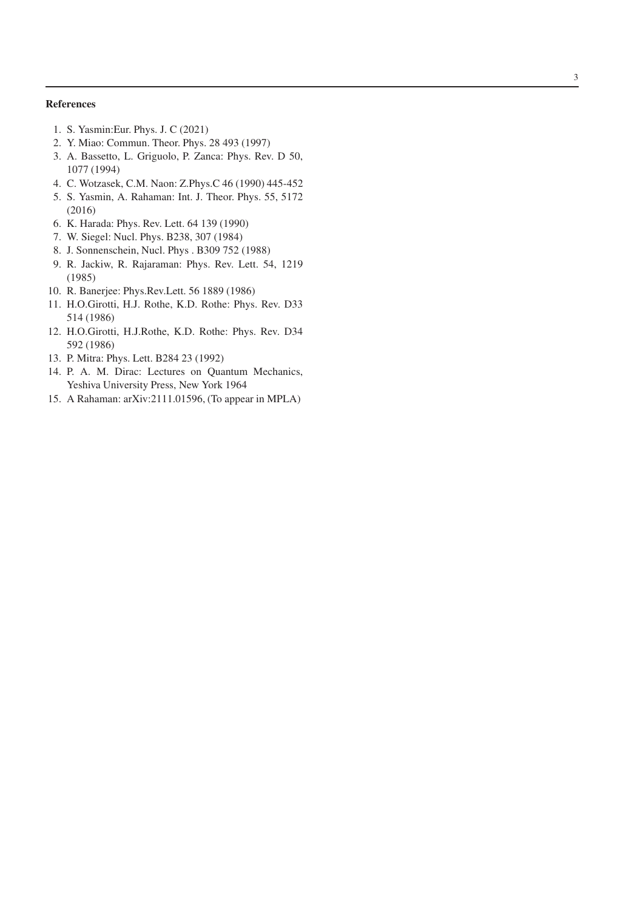### References

1. S. Yasmin:Eur. Phys. J. C (2021)
2. Y. Miao: Commun. Theor. Phys. 28 493 (1997)
3. A. Bassetto, L. Griguolo, P. Zanca: Phys. Rev. D 50, 1077 (1994)
4. C. Wotzasek, C.M. Naon: Z.Phys.C 46 (1990) 445-452
5. S. Yasmin, A. Rahaman: Int. J. Theor. Phys. 55, 5172 (2016)
6. K. Harada: Phys. Rev. Lett. 64 139 (1990)
7. W. Siegel: Nucl. Phys. B238, 307 (1984)
8. J. Sonnenschein, Nucl. Phys . B309 752 (1988)
9. R. Jackiw, R. Rajaraman: Phys. Rev. Lett. 54, 1219 (1985)
10. R. Banerjee: Phys.Rev.Lett. 56 1889 (1986)
11. H.O.Girotti, H.J. Rothe, K.D. Rothe: Phys. Rev. D33 514 (1986)
12. H.O.Girotti, H.J.Rothe, K.D. Rothe: Phys. Rev. D34 592 (1986)
13. P. Mitra: Phys. Lett. B284 23 (1992)
14. P. A. M. Dirac: Lectures on Quantum Mechanics, Yeshiva University Press, New York 1964
15. A Rahaman: arXiv:2111.01596, (To appear in MPLA)